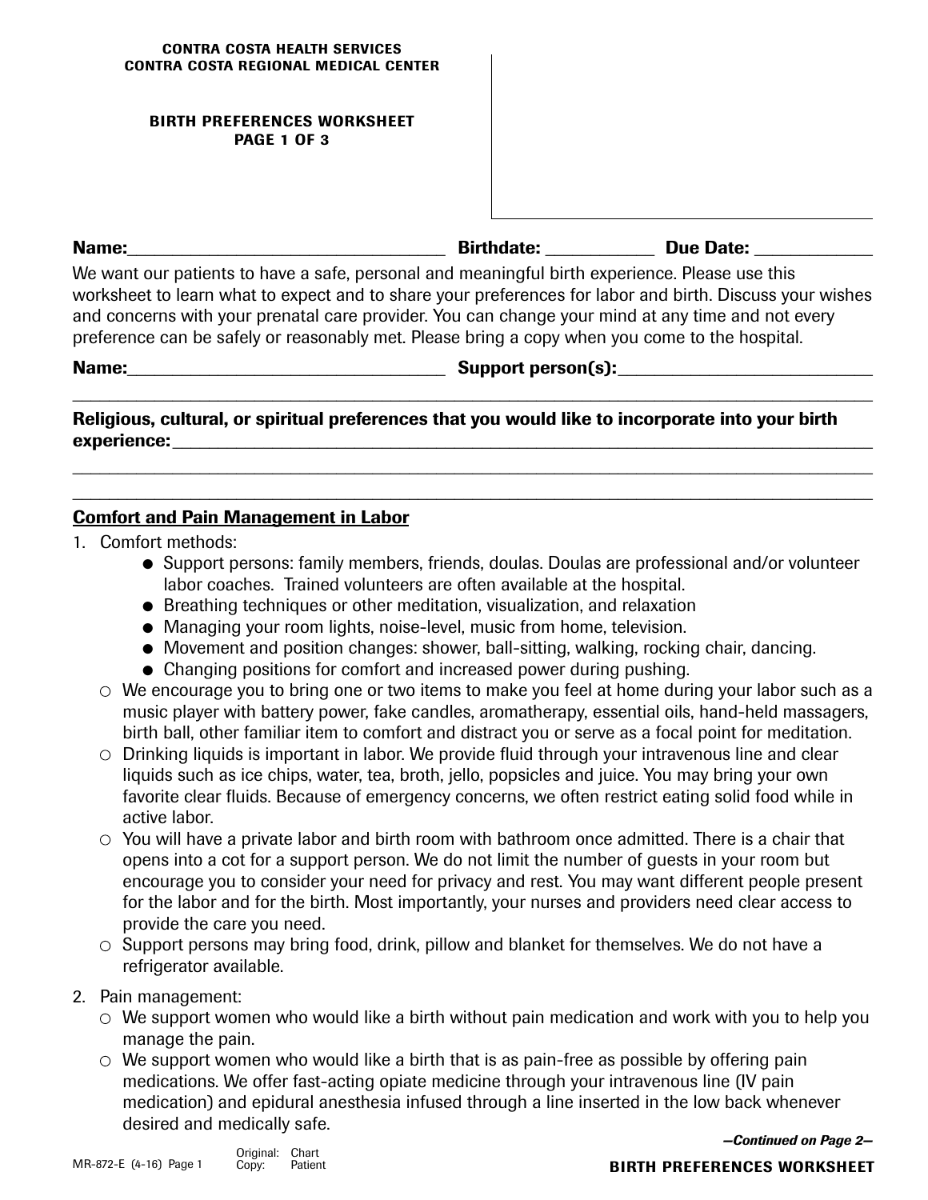CONTRA COSTA HEALTH SERVICES
CONTRA COSTA REGIONAL MEDICAL CENTER

# BIRTH PREFERENCES WORKSHEET

**Name:**\_\_\_\_\_\_\_\_\_\_\_\_\_\_\_\_\_\_\_\_\_\_\_\_\_\_\_\_\_\_ **Birthdate:** \_\_\_\_\_\_\_\_\_\_ **Due Date:** \_\_\_\_\_\_\_\_\_\_\_

We want our patients to have a safe, personal and meaningful birth experience. Please use this worksheet to learn what to expect and to share your preferences for labor and birth. Discuss your wishes and concerns with your prenatal care provider. You can change your mind at any time and not every preference can be safely or reasonably met. Please bring a copy when you come to the hospital.

**Name:**\_\_\_\_\_\_\_\_\_\_\_\_\_\_\_\_\_\_\_\_\_\_\_\_\_\_\_\_\_\_ **Support person(s):**\_\_\_\_\_\_\_\_\_\_\_\_\_\_\_\_\_\_\_\_\_\_\_\_

\_\_\_\_\_\_\_\_\_\_\_\_\_\_\_\_\_\_\_\_\_\_\_\_\_\_\_\_\_\_\_\_\_\_\_\_\_\_\_\_\_\_\_\_\_\_\_\_\_\_\_\_\_\_\_\_\_\_\_\_\_\_\_\_\_\_\_\_\_\_\_\_\_\_\_\_

**Religious, cultural, or spiritual preferences that you would like to incorporate into your birth experience:**\_\_\_\_\_\_\_\_\_\_\_\_\_\_\_\_\_\_\_\_\_\_\_\_\_\_\_\_\_\_\_\_\_\_\_\_\_\_\_\_\_\_\_\_\_\_\_\_\_\_\_\_\_\_\_\_\_\_\_\_\_\_\_

\_\_\_\_\_\_\_\_\_\_\_\_\_\_\_\_\_\_\_\_\_\_\_\_\_\_\_\_\_\_\_\_\_\_\_\_\_\_\_\_\_\_\_\_\_\_\_\_\_\_\_\_\_\_\_\_\_\_\_\_\_\_\_\_\_\_\_\_\_\_\_\_\_\_\_\_

\_\_\_\_\_\_\_\_\_\_\_\_\_\_\_\_\_\_\_\_\_\_\_\_\_\_\_\_\_\_\_\_\_\_\_\_\_\_\_\_\_\_\_\_\_\_\_\_\_\_\_\_\_\_\_\_\_\_\_\_\_\_\_\_\_\_\_\_\_\_\_\_\_\_\_\_

## Comfort and Pain Management in Labor

1. Comfort methods:
   - Support persons: family members, friends, doulas. Doulas are professional and/or volunteer labor coaches. Trained volunteers are often available at the hospital.
   - Breathing techniques or other meditation, visualization, and relaxation
   - Managing your room lights, noise-level, music from home, television.
   - Movement and position changes: shower, ball-sitting, walking, rocking chair, dancing.
   - Changing positions for comfort and increased power during pushing.

   ○ We encourage you to bring one or two items to make you feel at home during your labor such as a music player with battery power, fake candles, aromatherapy, essential oils, hand-held massagers, birth ball, other familiar item to comfort and distract you or serve as a focal point for meditation.

   ○ Drinking liquids is important in labor. We provide fluid through your intravenous line and clear liquids such as ice chips, water, tea, broth, jello, popsicles and juice. You may bring your own favorite clear fluids. Because of emergency concerns, we often restrict eating solid food while in active labor.

   ○ You will have a private labor and birth room with bathroom once admitted. There is a chair that opens into a cot for a support person. We do not limit the number of guests in your room but encourage you to consider your need for privacy and rest. You may want different people present for the labor and for the birth. Most importantly, your nurses and providers need clear access to provide the care you need.

   ○ Support persons may bring food, drink, pillow and blanket for themselves. We do not have a refrigerator available.

2. Pain management:

   ○ We support women who would like a birth without pain medication and work with you to help you manage the pain.

   ○ We support women who would like a birth that is as pain-free as possible by offering pain medications. We offer fast-acting opiate medicine through your intravenous line (IV pain medication) and epidural anesthesia infused through a line inserted in the low back whenever desired and medically safe.

*—Continued on Page 2—*

MR-872-E (4-16) Page 1 — Original: Chart; Copy: Patient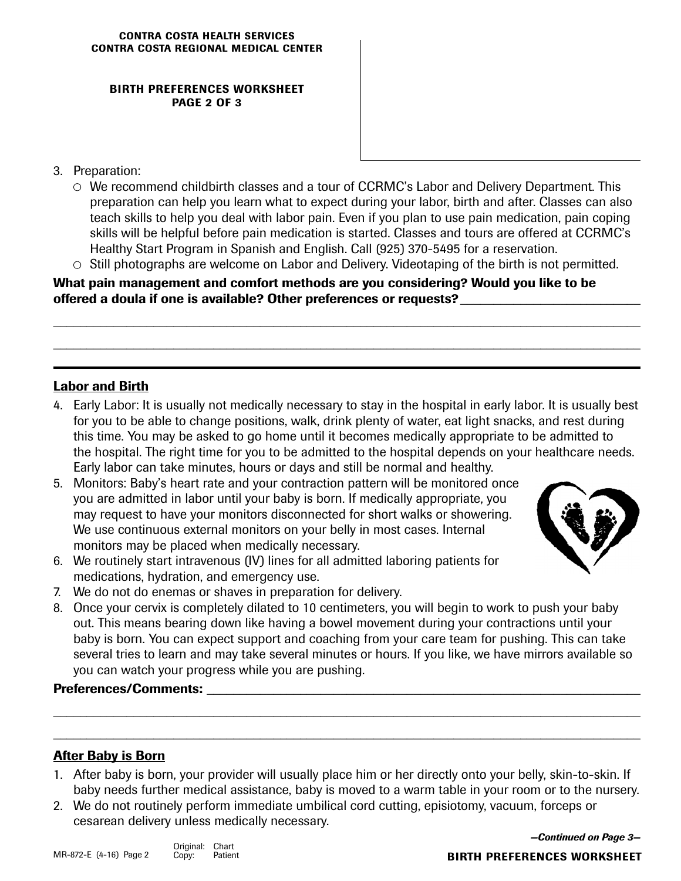**CONTRA COSTA HEALTH SERVICES**
**CONTRA COSTA REGIONAL MEDICAL CENTER**

**BIRTH PREFERENCES WORKSHEET**
**PAGE 2 OF 3**

3. Preparation:
   - We recommend childbirth classes and a tour of CCRMC's Labor and Delivery Department. This preparation can help you learn what to expect during your labor, birth and after. Classes can also teach skills to help you deal with labor pain. Even if you plan to use pain medication, pain coping skills will be helpful before pain medication is started. Classes and tours are offered at CCRMC's Healthy Start Program in Spanish and English. Call (925) 370-5495 for a reservation.
   - Still photographs are welcome on Labor and Delivery. Videotaping of the birth is not permitted.

**What pain management and comfort methods are you considering? Would you like to be offered a doula if one is available? Other preferences or requests?** ____________________

______________________________________________________________________

______________________________________________________________________

---

## Labor and Birth

4. Early Labor: It is usually not medically necessary to stay in the hospital in early labor. It is usually best for you to be able to change positions, walk, drink plenty of water, eat light snacks, and rest during this time. You may be asked to go home until it becomes medically appropriate to be admitted to the hospital. The right time for you to be admitted to the hospital depends on your healthcare needs. Early labor can take minutes, hours or days and still be normal and healthy.
5. Monitors: Baby's heart rate and your contraction pattern will be monitored once you are admitted in labor until your baby is born. If medically appropriate, you may request to have your monitors disconnected for short walks or showering. We use continuous external monitors on your belly in most cases. Internal monitors may be placed when medically necessary.
6. We routinely start intravenous (IV) lines for all admitted laboring patients for medications, hydration, and emergency use.
7. We do not do enemas or shaves in preparation for delivery.
8. Once your cervix is completely dilated to 10 centimeters, you will begin to work to push your baby out. This means bearing down like having a bowel movement during your contractions until your baby is born. You can expect support and coaching from your care team for pushing. This can take several tries to learn and may take several minutes or hours. If you like, we have mirrors available so you can watch your progress while you are pushing.

**Preferences/Comments:** ____________________________________________

______________________________________________________________________

______________________________________________________________________

## After Baby is Born

1. After baby is born, your provider will usually place him or her directly onto your belly, skin-to-skin. If baby needs further medical assistance, baby is moved to a warm table in your room or to the nursery.
2. We do not routinely perform immediate umbilical cord cutting, episiotomy, vacuum, forceps or cesarean delivery unless medically necessary.

***—Continued on Page 3—***

MR-872-E (4-16) Page 2 — Original: Chart; Copy: Patient

**BIRTH PREFERENCES WORKSHEET**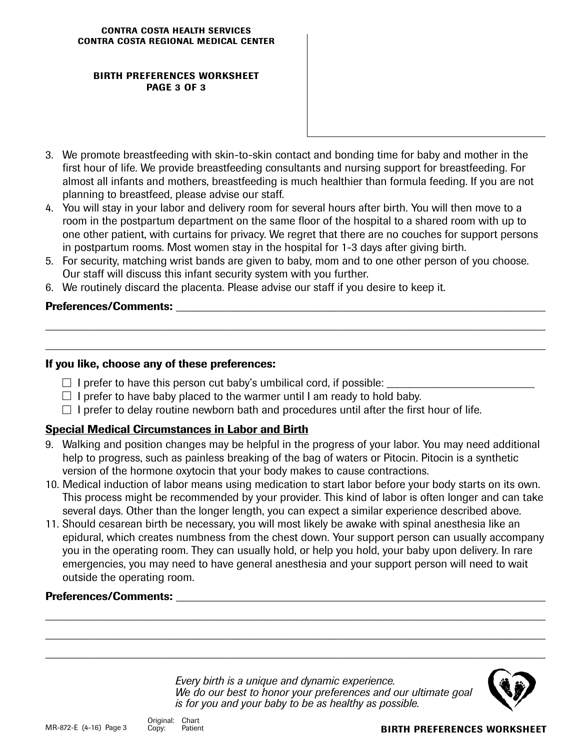CONTRA COSTA HEALTH SERVICES
CONTRA COSTA REGIONAL MEDICAL CENTER

**BIRTH PREFERENCES WORKSHEET**
**PAGE 3 OF 3**

3. We promote breastfeeding with skin-to-skin contact and bonding time for baby and mother in the first hour of life. We provide breastfeeding consultants and nursing support for breastfeeding. For almost all infants and mothers, breastfeeding is much healthier than formula feeding. If you are not planning to breastfeed, please advise our staff.
4. You will stay in your labor and delivery room for several hours after birth. You will then move to a room in the postpartum department on the same floor of the hospital to a shared room with up to one other patient, with curtains for privacy. We regret that there are no couches for support persons in postpartum rooms. Most women stay in the hospital for 1-3 days after giving birth.
5. For security, matching wrist bands are given to baby, mom and to one other person of you choose. Our staff will discuss this infant security system with you further.
6. We routinely discard the placenta. Please advise our staff if you desire to keep it.

**Preferences/Comments:** ____________________________________________

____________________________________________

____________________________________________

**If you like, choose any of these preferences:**

- ☐ I prefer to have this person cut baby's umbilical cord, if possible: ____________________
- ☐ I prefer to have baby placed to the warmer until I am ready to hold baby.
- ☐ I prefer to delay routine newborn bath and procedures until after the first hour of life.

**Special Medical Circumstances in Labor and Birth**

9. Walking and position changes may be helpful in the progress of your labor. You may need additional help to progress, such as painless breaking of the bag of waters or Pitocin. Pitocin is a synthetic version of the hormone oxytocin that your body makes to cause contractions.
10. Medical induction of labor means using medication to start labor before your body starts on its own. This process might be recommended by your provider. This kind of labor is often longer and can take several days. Other than the longer length, you can expect a similar experience described above.
11. Should cesarean birth be necessary, you will most likely be awake with spinal anesthesia like an epidural, which creates numbness from the chest down. Your support person can usually accompany you in the operating room. They can usually hold, or help you hold, your baby upon delivery. In rare emergencies, you may need to have general anesthesia and your support person will need to wait outside the operating room.

**Preferences/Comments:** ____________________________________________

____________________________________________

____________________________________________

____________________________________________

*Every birth is a unique and dynamic experience.*
*We do our best to honor your preferences and our ultimate goal is for you and your baby to be as healthy as possible.*

MR-872-E (4-16) Page 3 — Original: Chart; Copy: Patient

**BIRTH PREFERENCES WORKSHEET**